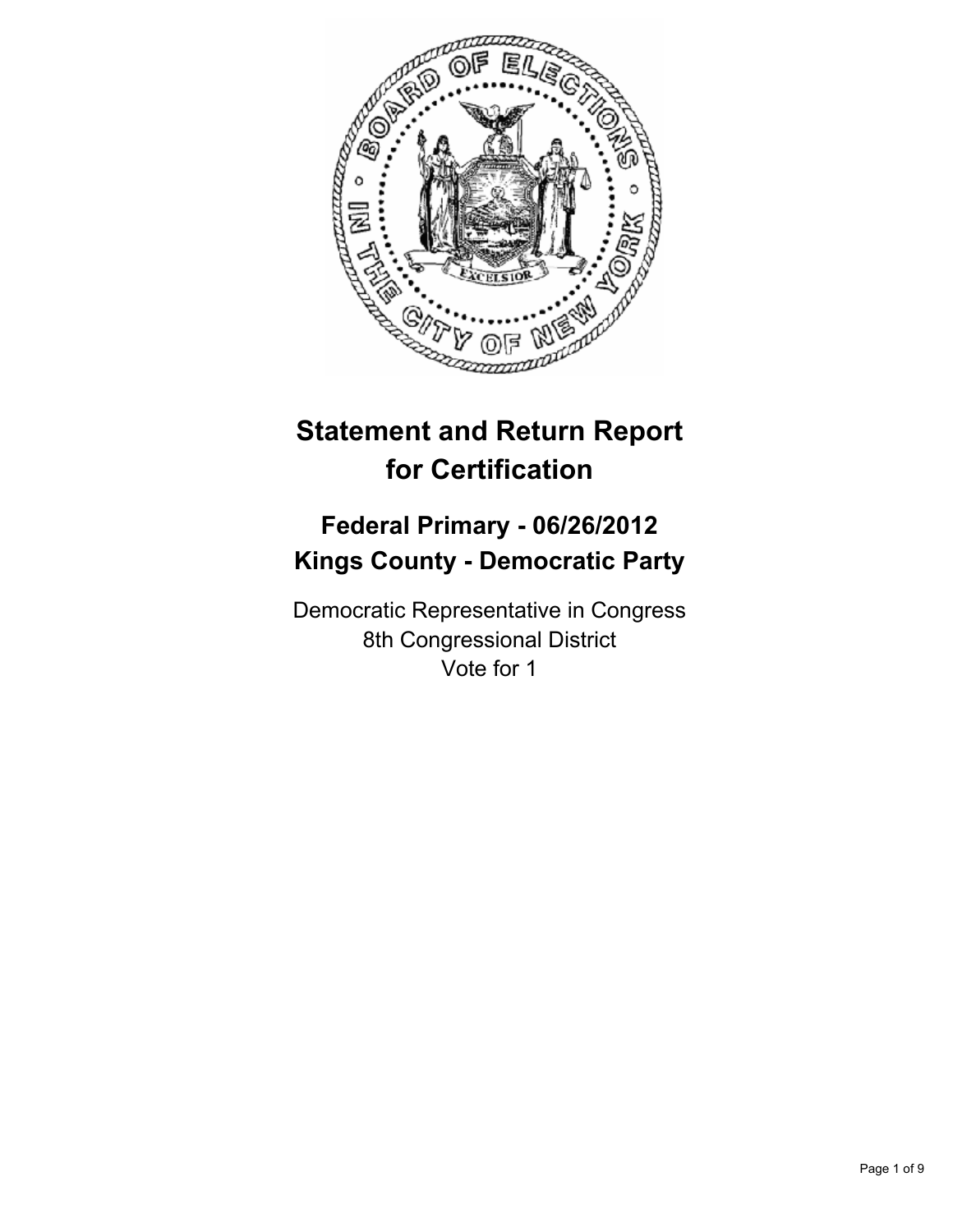# Statement and Return Report for Certification

## Federal Primary - 06/26/2012
## Kings County - Democratic Party

Democratic Representative in Congress
8th Congressional District
Vote for 1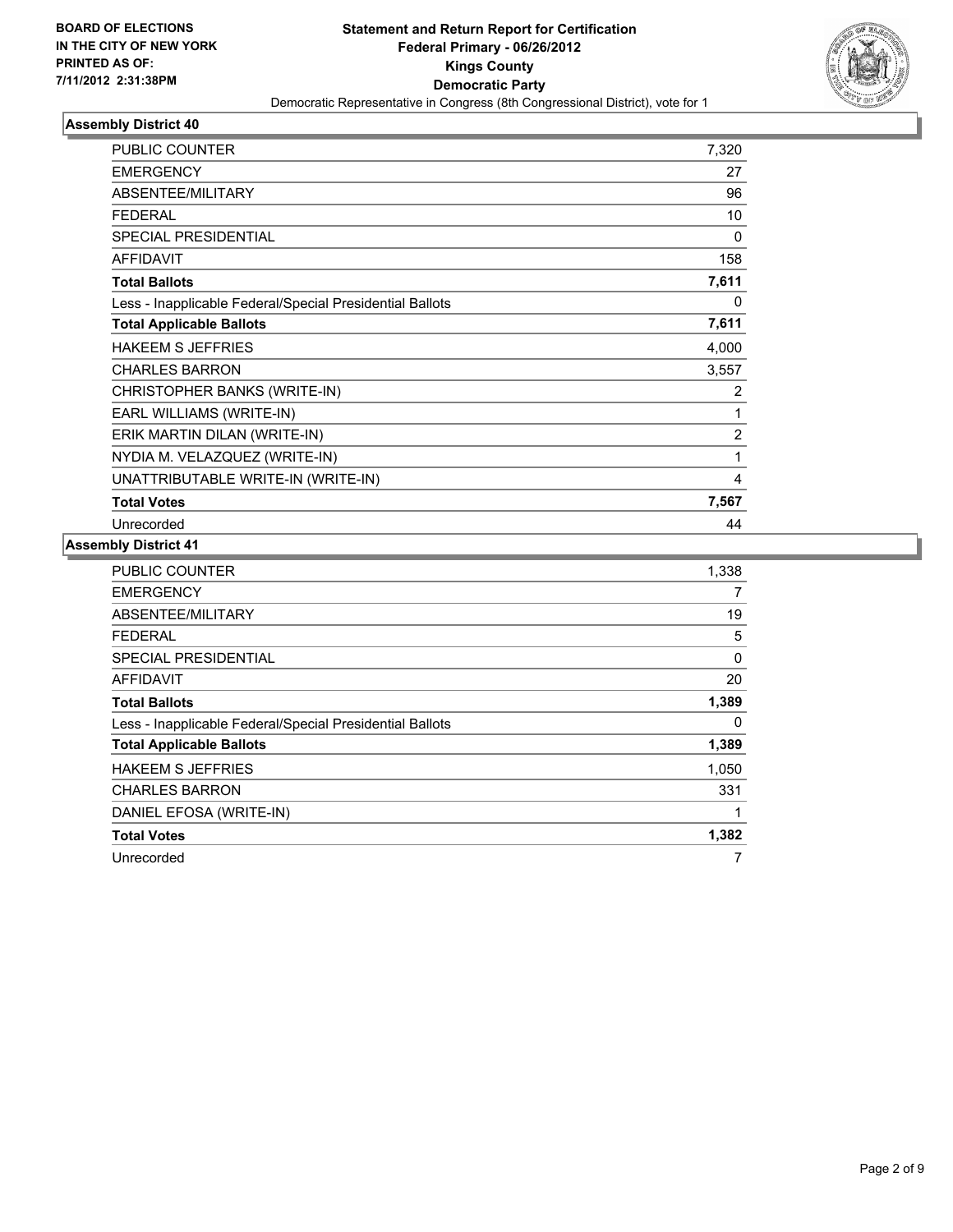BOARD OF ELECTIONS
IN THE CITY OF NEW YORK
PRINTED AS OF:
7/11/2012 2:31:38PM

# Statement and Return Report for Certification
## Federal Primary - 06/26/2012
## Kings County
## Democratic Party

Democratic Representative in Congress (8th Congressional District), vote for 1

### Assembly District 40

| | |
|---|---|
| PUBLIC COUNTER | 7,320 |
| EMERGENCY | 27 |
| ABSENTEE/MILITARY | 96 |
| FEDERAL | 10 |
| SPECIAL PRESIDENTIAL | 0 |
| AFFIDAVIT | 158 |
| **Total Ballots** | **7,611** |
| Less - Inapplicable Federal/Special Presidential Ballots | 0 |
| **Total Applicable Ballots** | **7,611** |
| HAKEEM S JEFFRIES | 4,000 |
| CHARLES BARRON | 3,557 |
| CHRISTOPHER BANKS (WRITE-IN) | 2 |
| EARL WILLIAMS (WRITE-IN) | 1 |
| ERIK MARTIN DILAN (WRITE-IN) | 2 |
| NYDIA M. VELAZQUEZ (WRITE-IN) | 1 |
| UNATTRIBUTABLE WRITE-IN (WRITE-IN) | 4 |
| **Total Votes** | **7,567** |
| Unrecorded | 44 |

### Assembly District 41

| | |
|---|---|
| PUBLIC COUNTER | 1,338 |
| EMERGENCY | 7 |
| ABSENTEE/MILITARY | 19 |
| FEDERAL | 5 |
| SPECIAL PRESIDENTIAL | 0 |
| AFFIDAVIT | 20 |
| **Total Ballots** | **1,389** |
| Less - Inapplicable Federal/Special Presidential Ballots | 0 |
| **Total Applicable Ballots** | **1,389** |
| HAKEEM S JEFFRIES | 1,050 |
| CHARLES BARRON | 331 |
| DANIEL EFOSA (WRITE-IN) | 1 |
| **Total Votes** | **1,382** |
| Unrecorded | 7 |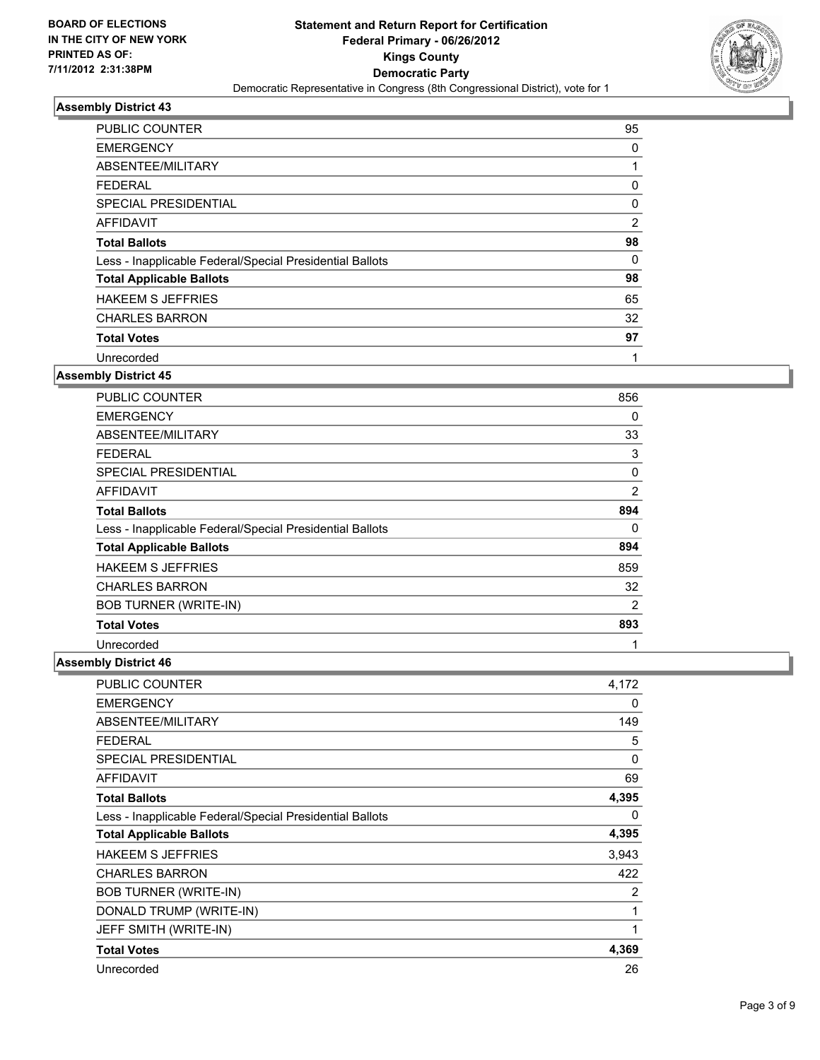**BOARD OF ELECTIONS IN THE CITY OF NEW YORK PRINTED AS OF: 7/11/2012 2:31:38PM**

# Statement and Return Report for Certification
## Federal Primary - 06/26/2012
## Kings County
## Democratic Party

Democratic Representative in Congress (8th Congressional District), vote for 1

### Assembly District 43

| | |
|---|---|
| PUBLIC COUNTER | 95 |
| EMERGENCY | 0 |
| ABSENTEE/MILITARY | 1 |
| FEDERAL | 0 |
| SPECIAL PRESIDENTIAL | 0 |
| AFFIDAVIT | 2 |
| **Total Ballots** | **98** |
| Less - Inapplicable Federal/Special Presidential Ballots | 0 |
| **Total Applicable Ballots** | **98** |
| HAKEEM S JEFFRIES | 65 |
| CHARLES BARRON | 32 |
| **Total Votes** | **97** |
| Unrecorded | 1 |

### Assembly District 45

| | |
|---|---|
| PUBLIC COUNTER | 856 |
| EMERGENCY | 0 |
| ABSENTEE/MILITARY | 33 |
| FEDERAL | 3 |
| SPECIAL PRESIDENTIAL | 0 |
| AFFIDAVIT | 2 |
| **Total Ballots** | **894** |
| Less - Inapplicable Federal/Special Presidential Ballots | 0 |
| **Total Applicable Ballots** | **894** |
| HAKEEM S JEFFRIES | 859 |
| CHARLES BARRON | 32 |
| BOB TURNER (WRITE-IN) | 2 |
| **Total Votes** | **893** |
| Unrecorded | 1 |

### Assembly District 46

| | |
|---|---|
| PUBLIC COUNTER | 4,172 |
| EMERGENCY | 0 |
| ABSENTEE/MILITARY | 149 |
| FEDERAL | 5 |
| SPECIAL PRESIDENTIAL | 0 |
| AFFIDAVIT | 69 |
| **Total Ballots** | **4,395** |
| Less - Inapplicable Federal/Special Presidential Ballots | 0 |
| **Total Applicable Ballots** | **4,395** |
| HAKEEM S JEFFRIES | 3,943 |
| CHARLES BARRON | 422 |
| BOB TURNER (WRITE-IN) | 2 |
| DONALD TRUMP (WRITE-IN) | 1 |
| JEFF SMITH (WRITE-IN) | 1 |
| **Total Votes** | **4,369** |
| Unrecorded | 26 |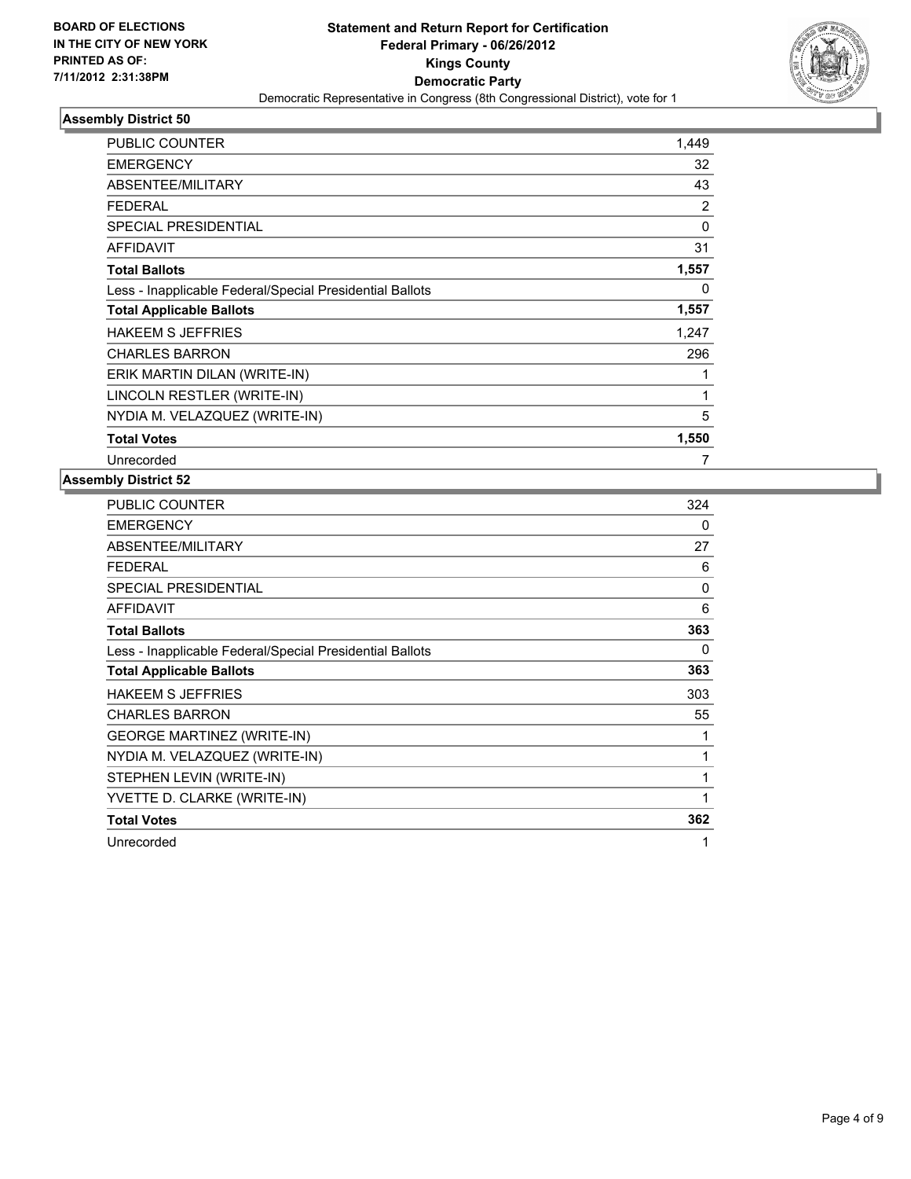**BOARD OF ELECTIONS IN THE CITY OF NEW YORK PRINTED AS OF: 7/11/2012 2:31:38PM**

**Statement and Return Report for Certification**
**Federal Primary - 06/26/2012**
**Kings County**
**Democratic Party**
Democratic Representative in Congress (8th Congressional District), vote for 1

### Assembly District 50

| | |
|---|---|
| PUBLIC COUNTER | 1,449 |
| EMERGENCY | 32 |
| ABSENTEE/MILITARY | 43 |
| FEDERAL | 2 |
| SPECIAL PRESIDENTIAL | 0 |
| AFFIDAVIT | 31 |
| **Total Ballots** | **1,557** |
| Less - Inapplicable Federal/Special Presidential Ballots | 0 |
| **Total Applicable Ballots** | **1,557** |
| HAKEEM S JEFFRIES | 1,247 |
| CHARLES BARRON | 296 |
| ERIK MARTIN DILAN (WRITE-IN) | 1 |
| LINCOLN RESTLER (WRITE-IN) | 1 |
| NYDIA M. VELAZQUEZ (WRITE-IN) | 5 |
| **Total Votes** | **1,550** |
| Unrecorded | 7 |

### Assembly District 52

| | |
|---|---|
| PUBLIC COUNTER | 324 |
| EMERGENCY | 0 |
| ABSENTEE/MILITARY | 27 |
| FEDERAL | 6 |
| SPECIAL PRESIDENTIAL | 0 |
| AFFIDAVIT | 6 |
| **Total Ballots** | **363** |
| Less - Inapplicable Federal/Special Presidential Ballots | 0 |
| **Total Applicable Ballots** | **363** |
| HAKEEM S JEFFRIES | 303 |
| CHARLES BARRON | 55 |
| GEORGE MARTINEZ (WRITE-IN) | 1 |
| NYDIA M. VELAZQUEZ (WRITE-IN) | 1 |
| STEPHEN LEVIN (WRITE-IN) | 1 |
| YVETTE D. CLARKE (WRITE-IN) | 1 |
| **Total Votes** | **362** |
| Unrecorded | 1 |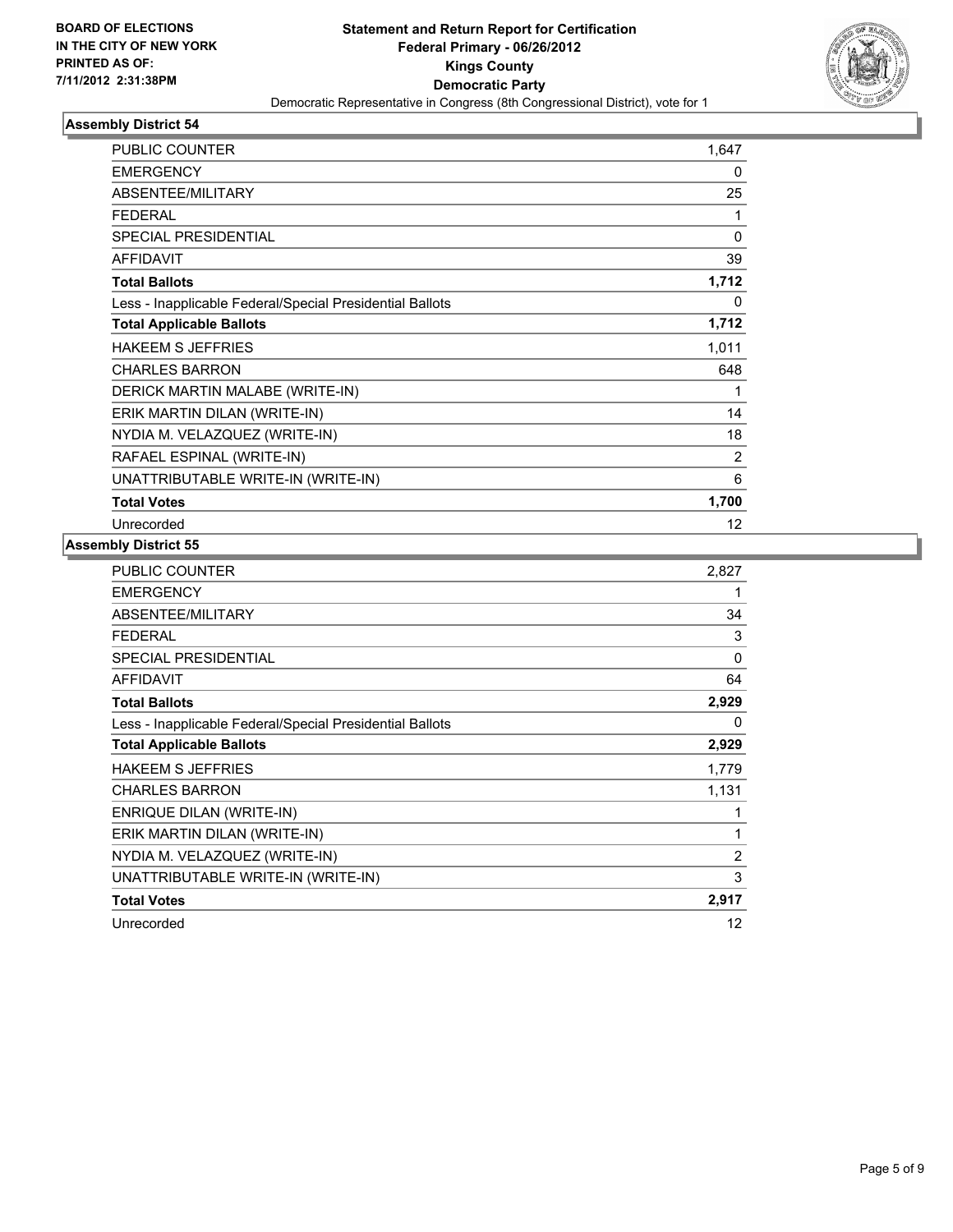BOARD OF ELECTIONS
IN THE CITY OF NEW YORK
PRINTED AS OF:
7/11/2012 2:31:38PM

**Statement and Return Report for Certification**
**Federal Primary - 06/26/2012**
**Kings County**
**Democratic Party**
Democratic Representative in Congress (8th Congressional District), vote for 1

### Assembly District 54

| | |
|---|---|
| PUBLIC COUNTER | 1,647 |
| EMERGENCY | 0 |
| ABSENTEE/MILITARY | 25 |
| FEDERAL | 1 |
| SPECIAL PRESIDENTIAL | 0 |
| AFFIDAVIT | 39 |
| **Total Ballots** | **1,712** |
| Less - Inapplicable Federal/Special Presidential Ballots | 0 |
| **Total Applicable Ballots** | **1,712** |
| HAKEEM S JEFFRIES | 1,011 |
| CHARLES BARRON | 648 |
| DERICK MARTIN MALABE (WRITE-IN) | 1 |
| ERIK MARTIN DILAN (WRITE-IN) | 14 |
| NYDIA M. VELAZQUEZ (WRITE-IN) | 18 |
| RAFAEL ESPINAL (WRITE-IN) | 2 |
| UNATTRIBUTABLE WRITE-IN (WRITE-IN) | 6 |
| **Total Votes** | **1,700** |
| Unrecorded | 12 |

### Assembly District 55

| | |
|---|---|
| PUBLIC COUNTER | 2,827 |
| EMERGENCY | 1 |
| ABSENTEE/MILITARY | 34 |
| FEDERAL | 3 |
| SPECIAL PRESIDENTIAL | 0 |
| AFFIDAVIT | 64 |
| **Total Ballots** | **2,929** |
| Less - Inapplicable Federal/Special Presidential Ballots | 0 |
| **Total Applicable Ballots** | **2,929** |
| HAKEEM S JEFFRIES | 1,779 |
| CHARLES BARRON | 1,131 |
| ENRIQUE DILAN (WRITE-IN) | 1 |
| ERIK MARTIN DILAN (WRITE-IN) | 1 |
| NYDIA M. VELAZQUEZ (WRITE-IN) | 2 |
| UNATTRIBUTABLE WRITE-IN (WRITE-IN) | 3 |
| **Total Votes** | **2,917** |
| Unrecorded | 12 |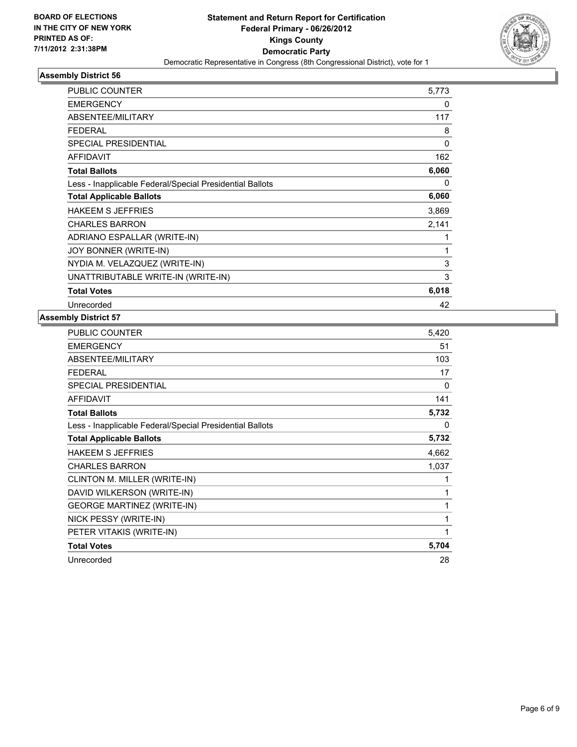**BOARD OF ELECTIONS IN THE CITY OF NEW YORK PRINTED AS OF: 7/11/2012 2:31:38PM**

**Statement and Return Report for Certification**
**Federal Primary - 06/26/2012**
**Kings County**
**Democratic Party**
Democratic Representative in Congress (8th Congressional District), vote for 1

### Assembly District 56

| | |
|---|---|
| PUBLIC COUNTER | 5,773 |
| EMERGENCY | 0 |
| ABSENTEE/MILITARY | 117 |
| FEDERAL | 8 |
| SPECIAL PRESIDENTIAL | 0 |
| AFFIDAVIT | 162 |
| **Total Ballots** | **6,060** |
| Less - Inapplicable Federal/Special Presidential Ballots | 0 |
| **Total Applicable Ballots** | **6,060** |
| HAKEEM S JEFFRIES | 3,869 |
| CHARLES BARRON | 2,141 |
| ADRIANO ESPALLAR (WRITE-IN) | 1 |
| JOY BONNER (WRITE-IN) | 1 |
| NYDIA M. VELAZQUEZ (WRITE-IN) | 3 |
| UNATTRIBUTABLE WRITE-IN (WRITE-IN) | 3 |
| **Total Votes** | **6,018** |
| Unrecorded | 42 |

### Assembly District 57

| | |
|---|---|
| PUBLIC COUNTER | 5,420 |
| EMERGENCY | 51 |
| ABSENTEE/MILITARY | 103 |
| FEDERAL | 17 |
| SPECIAL PRESIDENTIAL | 0 |
| AFFIDAVIT | 141 |
| **Total Ballots** | **5,732** |
| Less - Inapplicable Federal/Special Presidential Ballots | 0 |
| **Total Applicable Ballots** | **5,732** |
| HAKEEM S JEFFRIES | 4,662 |
| CHARLES BARRON | 1,037 |
| CLINTON M. MILLER (WRITE-IN) | 1 |
| DAVID WILKERSON (WRITE-IN) | 1 |
| GEORGE MARTINEZ (WRITE-IN) | 1 |
| NICK PESSY (WRITE-IN) | 1 |
| PETER VITAKIS (WRITE-IN) | 1 |
| **Total Votes** | **5,704** |
| Unrecorded | 28 |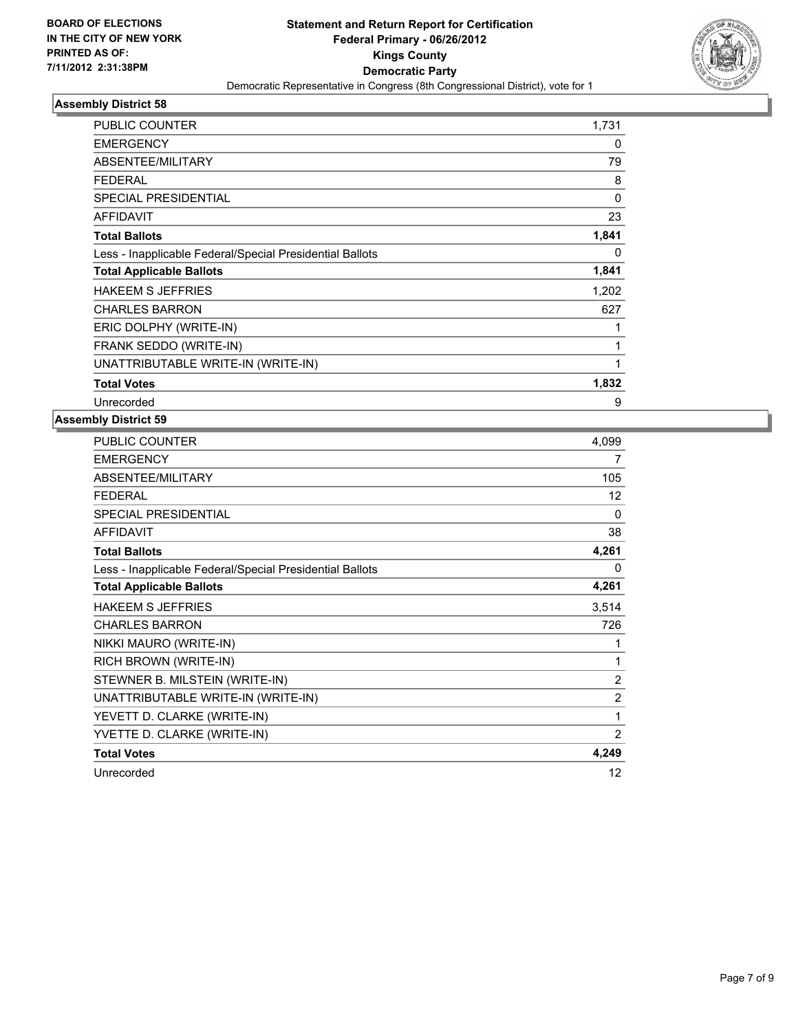**BOARD OF ELECTIONS IN THE CITY OF NEW YORK PRINTED AS OF: 7/11/2012 2:31:38PM**

**Statement and Return Report for Certification**
**Federal Primary - 06/26/2012**
**Kings County**
**Democratic Party**
Democratic Representative in Congress (8th Congressional District), vote for 1

### Assembly District 58

| | |
|---|---|
| PUBLIC COUNTER | 1,731 |
| EMERGENCY | 0 |
| ABSENTEE/MILITARY | 79 |
| FEDERAL | 8 |
| SPECIAL PRESIDENTIAL | 0 |
| AFFIDAVIT | 23 |
| **Total Ballots** | **1,841** |
| Less - Inapplicable Federal/Special Presidential Ballots | 0 |
| **Total Applicable Ballots** | **1,841** |
| HAKEEM S JEFFRIES | 1,202 |
| CHARLES BARRON | 627 |
| ERIC DOLPHY (WRITE-IN) | 1 |
| FRANK SEDDO (WRITE-IN) | 1 |
| UNATTRIBUTABLE WRITE-IN (WRITE-IN) | 1 |
| **Total Votes** | **1,832** |
| Unrecorded | 9 |

### Assembly District 59

| | |
|---|---|
| PUBLIC COUNTER | 4,099 |
| EMERGENCY | 7 |
| ABSENTEE/MILITARY | 105 |
| FEDERAL | 12 |
| SPECIAL PRESIDENTIAL | 0 |
| AFFIDAVIT | 38 |
| **Total Ballots** | **4,261** |
| Less - Inapplicable Federal/Special Presidential Ballots | 0 |
| **Total Applicable Ballots** | **4,261** |
| HAKEEM S JEFFRIES | 3,514 |
| CHARLES BARRON | 726 |
| NIKKI MAURO (WRITE-IN) | 1 |
| RICH BROWN (WRITE-IN) | 1 |
| STEWNER B. MILSTEIN (WRITE-IN) | 2 |
| UNATTRIBUTABLE WRITE-IN (WRITE-IN) | 2 |
| YEVETT D. CLARKE (WRITE-IN) | 1 |
| YVETTE D. CLARKE (WRITE-IN) | 2 |
| **Total Votes** | **4,249** |
| Unrecorded | 12 |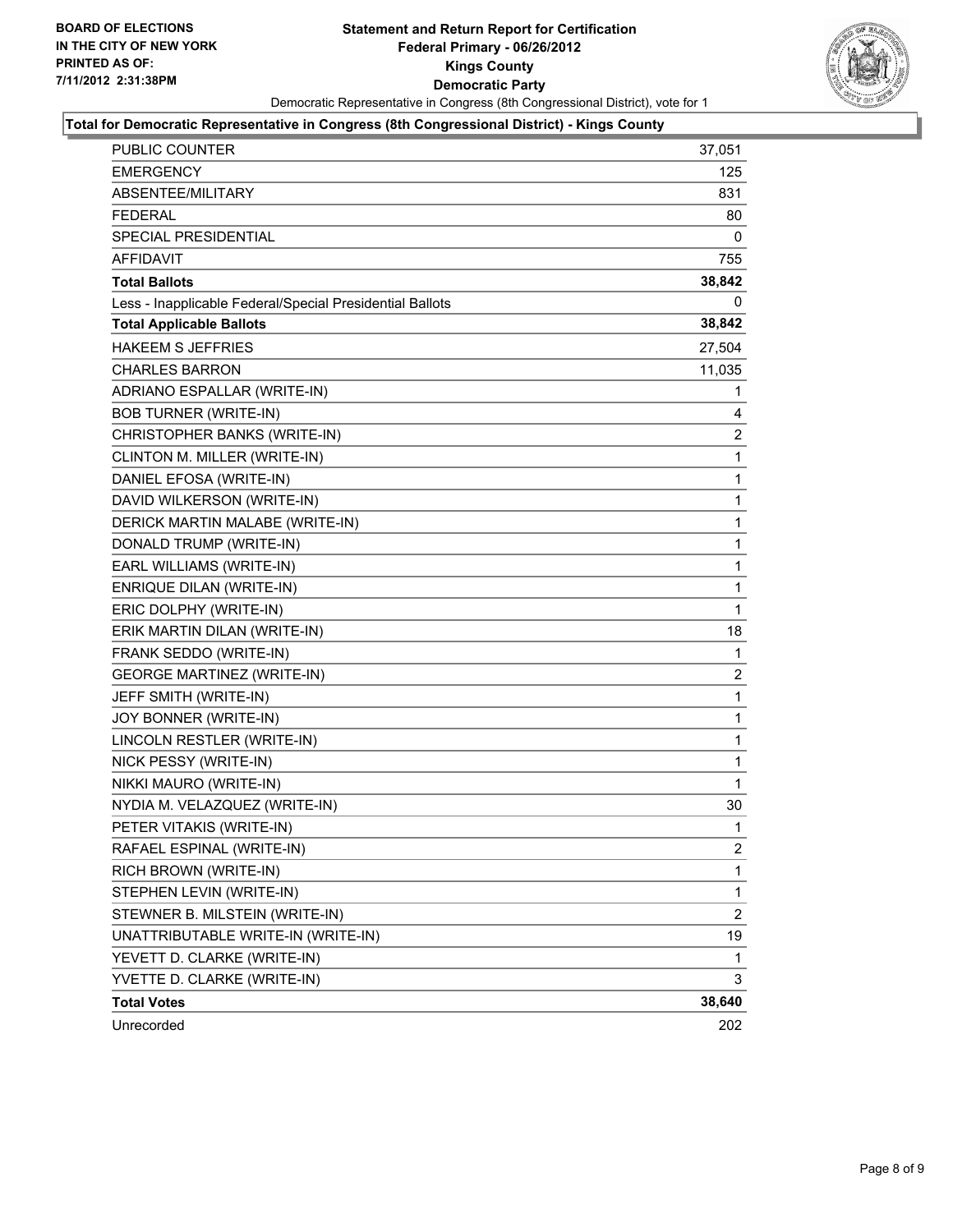BOARD OF ELECTIONS
IN THE CITY OF NEW YORK
PRINTED AS OF:
7/11/2012 2:31:38PM

# Statement and Return Report for Certification
## Federal Primary - 06/26/2012
## Kings County
## Democratic Party

Democratic Representative in Congress (8th Congressional District), vote for 1

### Total for Democratic Representative in Congress (8th Congressional District) - Kings County

| | |
|---|---|
| PUBLIC COUNTER | 37,051 |
| EMERGENCY | 125 |
| ABSENTEE/MILITARY | 831 |
| FEDERAL | 80 |
| SPECIAL PRESIDENTIAL | 0 |
| AFFIDAVIT | 755 |
| **Total Ballots** | **38,842** |
| Less - Inapplicable Federal/Special Presidential Ballots | 0 |
| **Total Applicable Ballots** | **38,842** |
| HAKEEM S JEFFRIES | 27,504 |
| CHARLES BARRON | 11,035 |
| ADRIANO ESPALLAR (WRITE-IN) | 1 |
| BOB TURNER (WRITE-IN) | 4 |
| CHRISTOPHER BANKS (WRITE-IN) | 2 |
| CLINTON M. MILLER (WRITE-IN) | 1 |
| DANIEL EFOSA (WRITE-IN) | 1 |
| DAVID WILKERSON (WRITE-IN) | 1 |
| DERICK MARTIN MALABE (WRITE-IN) | 1 |
| DONALD TRUMP (WRITE-IN) | 1 |
| EARL WILLIAMS (WRITE-IN) | 1 |
| ENRIQUE DILAN (WRITE-IN) | 1 |
| ERIC DOLPHY (WRITE-IN) | 1 |
| ERIK MARTIN DILAN (WRITE-IN) | 18 |
| FRANK SEDDO (WRITE-IN) | 1 |
| GEORGE MARTINEZ (WRITE-IN) | 2 |
| JEFF SMITH (WRITE-IN) | 1 |
| JOY BONNER (WRITE-IN) | 1 |
| LINCOLN RESTLER (WRITE-IN) | 1 |
| NICK PESSY (WRITE-IN) | 1 |
| NIKKI MAURO (WRITE-IN) | 1 |
| NYDIA M. VELAZQUEZ (WRITE-IN) | 30 |
| PETER VITAKIS (WRITE-IN) | 1 |
| RAFAEL ESPINAL (WRITE-IN) | 2 |
| RICH BROWN (WRITE-IN) | 1 |
| STEPHEN LEVIN (WRITE-IN) | 1 |
| STEWNER B. MILSTEIN (WRITE-IN) | 2 |
| UNATTRIBUTABLE WRITE-IN (WRITE-IN) | 19 |
| YEVETT D. CLARKE (WRITE-IN) | 1 |
| YVETTE D. CLARKE (WRITE-IN) | 3 |
| **Total Votes** | **38,640** |
| Unrecorded | 202 |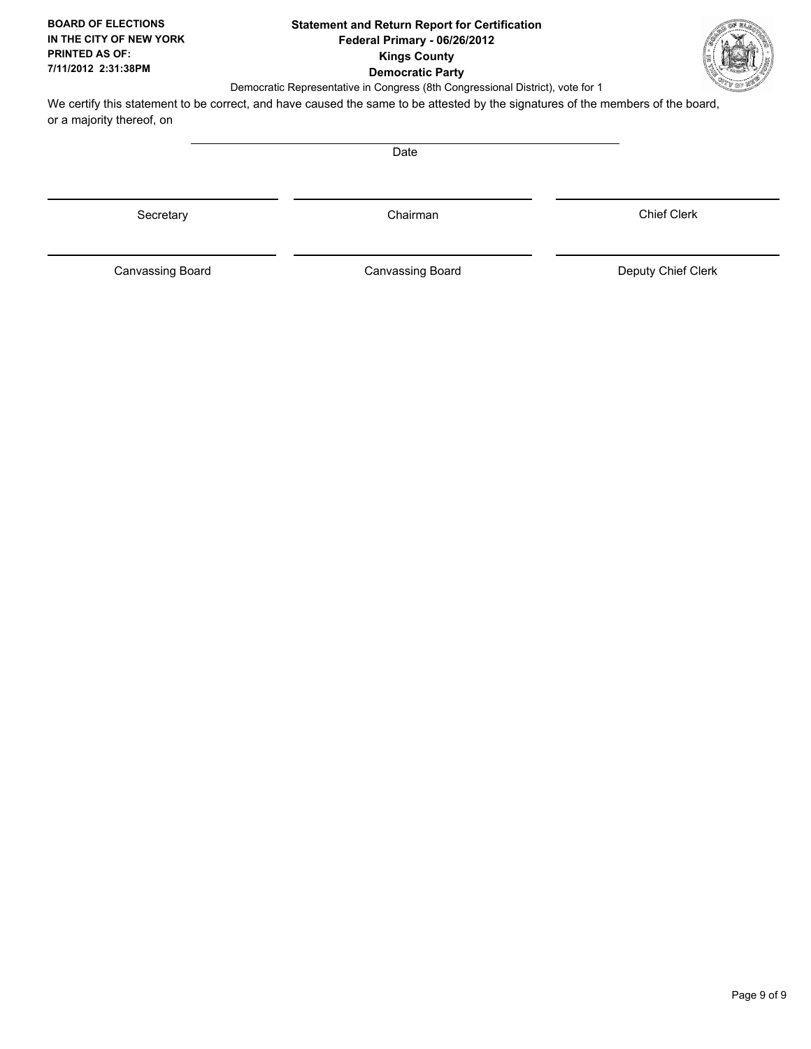**BOARD OF ELECTIONS IN THE CITY OF NEW YORK**
**PRINTED AS OF: 7/11/2012 2:31:38PM**

**Statement and Return Report for Certification**
**Federal Primary - 06/26/2012**
**Kings County**
**Democratic Party**

Democratic Representative in Congress (8th Congressional District), vote for 1

We certify this statement to be correct, and have caused the same to be attested by the signatures of the members of the board, or a majority thereof, on

\_\_\_\_\_\_\_\_\_\_\_\_\_\_\_\_\_\_\_\_\_\_\_\_\_\_\_\_\_\_
Date

| | | |
|---|---|---|
| Secretary | Chairman | Chief Clerk |
| Canvassing Board | Canvassing Board | Deputy Chief Clerk |